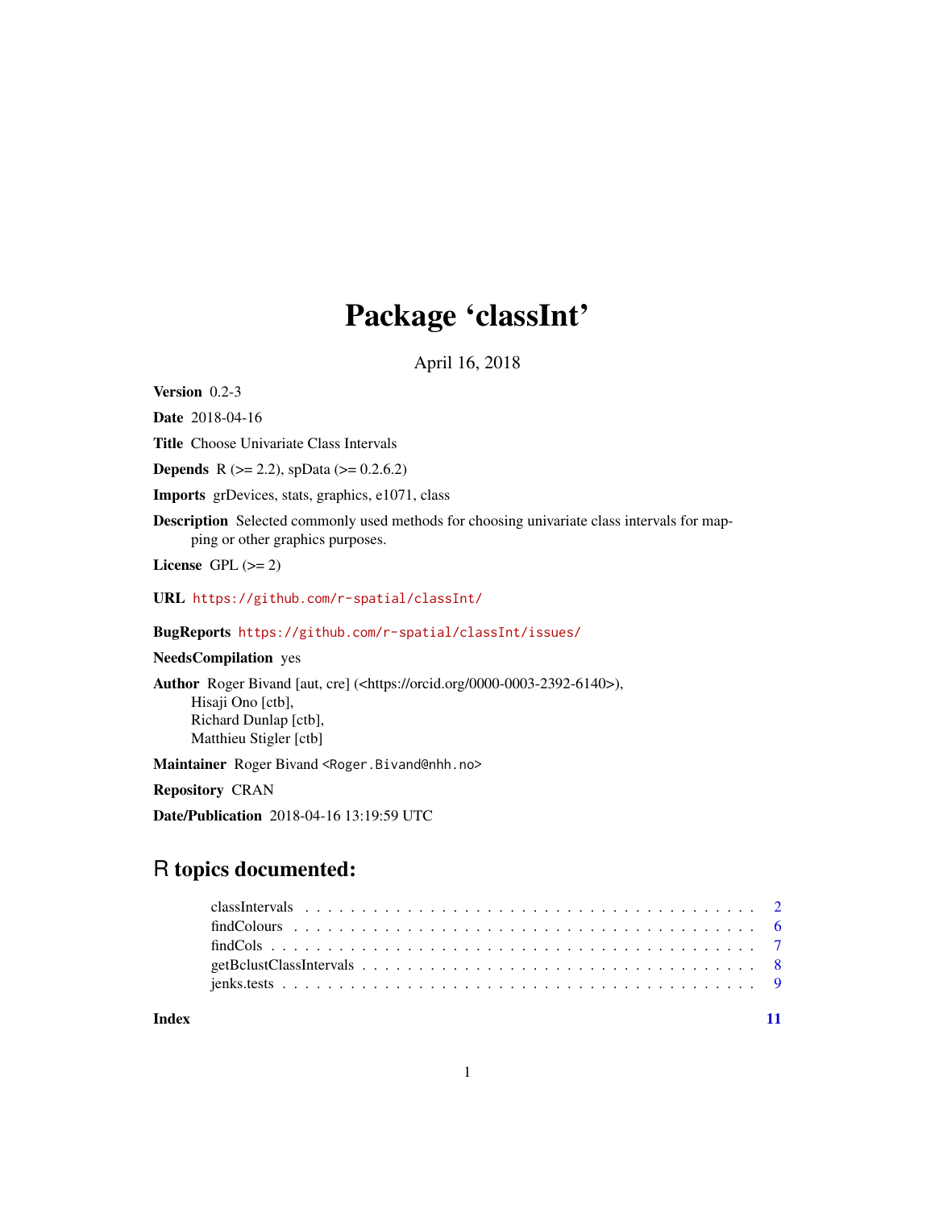# Package 'classInt'

April 16, 2018

**Version** 0.2-3

**Date** 2018-04-16

**Title** Choose Univariate Class Intervals

**Depends** R (>= 2.2), spData (>= 0.2.6.2)

**Imports** grDevices, stats, graphics, e1071, class

**Description** Selected commonly used methods for choosing univariate class intervals for mapping or other graphics purposes.

**License** GPL (>= 2)

**URL** https://github.com/r-spatial/classInt/

**BugReports** https://github.com/r-spatial/classInt/issues/

**NeedsCompilation** yes

**Author** Roger Bivand [aut, cre] (<https://orcid.org/0000-0003-2392-6140>),
Hisaji Ono [ctb],
Richard Dunlap [ctb],
Matthieu Stigler [ctb]

**Maintainer** Roger Bivand <Roger.Bivand@nhh.no>

**Repository** CRAN

**Date/Publication** 2018-04-16 13:19:59 UTC

## R topics documented:

- classIntervals . . . . . . . . . . . . . . . . . . . . . . . . . . . . . . . . . . . . . . . . 2
- findColours . . . . . . . . . . . . . . . . . . . . . . . . . . . . . . . . . . . . . . . . . 6
- findCols . . . . . . . . . . . . . . . . . . . . . . . . . . . . . . . . . . . . . . . . . . . 7
- getBclustClassIntervals . . . . . . . . . . . . . . . . . . . . . . . . . . . . . . . . . . 8
- jenks.tests . . . . . . . . . . . . . . . . . . . . . . . . . . . . . . . . . . . . . . . . . 9

**Index** 11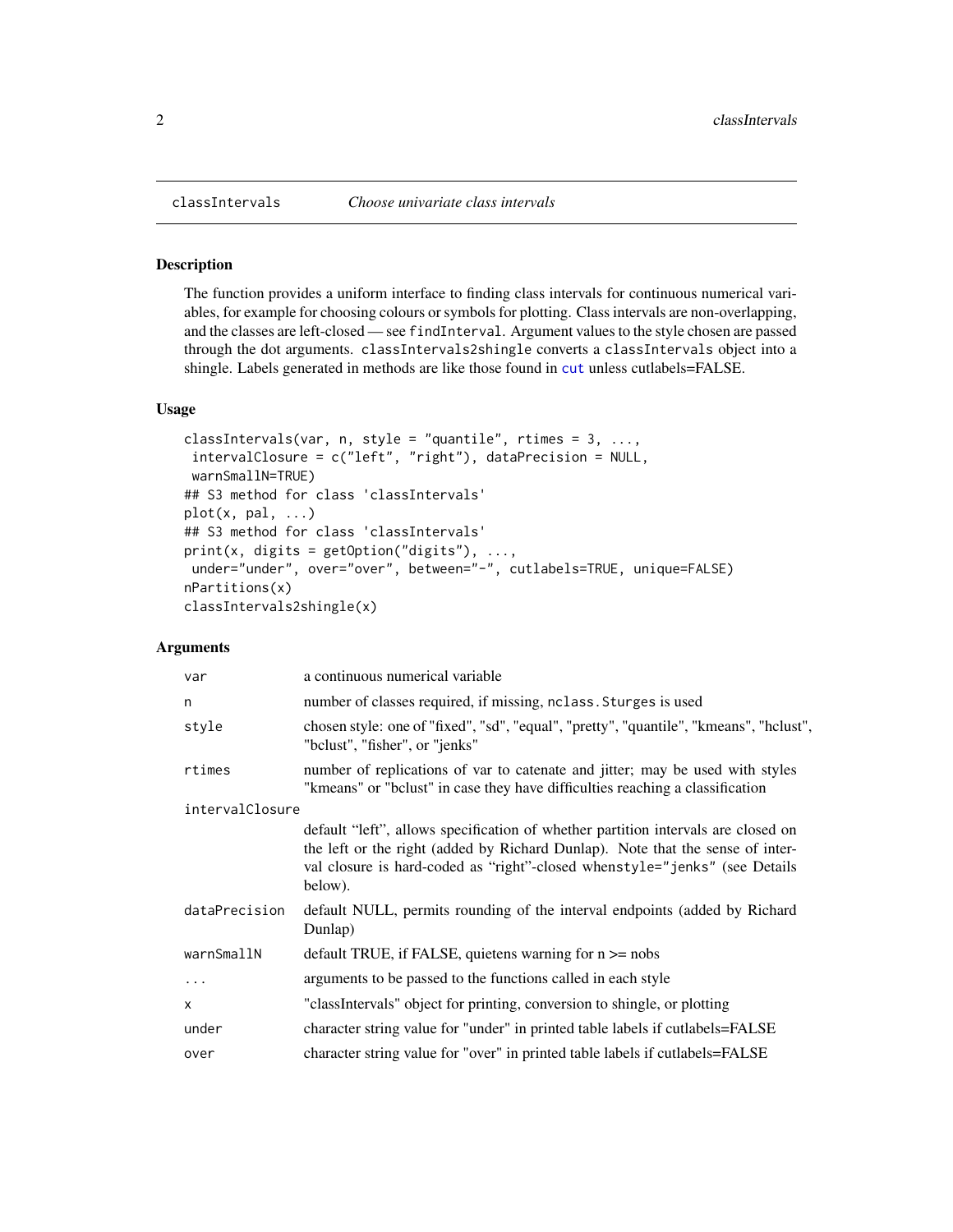## classIntervals — *Choose univariate class intervals*

### Description

The function provides a uniform interface to finding class intervals for continuous numerical variables, for example for choosing colours or symbols for plotting. Class intervals are non-overlapping, and the classes are left-closed — see `findInterval`. Argument values to the style chosen are passed through the dot arguments. `classIntervals2shingle` converts a `classIntervals` object into a shingle. Labels generated in methods are like those found in `cut` unless cutlabels=FALSE.

### Usage

```
classIntervals(var, n, style = "quantile", rtimes = 3, ...,
 intervalClosure = c("left", "right"), dataPrecision = NULL,
 warnSmallN=TRUE)
## S3 method for class 'classIntervals'
plot(x, pal, ...)
## S3 method for class 'classIntervals'
print(x, digits = getOption("digits"), ...,
 under="under", over="over", between="-", cutlabels=TRUE, unique=FALSE)
nPartitions(x)
classIntervals2shingle(x)
```

### Arguments

| Argument | Description |
|---|---|
| `var` | a continuous numerical variable |
| `n` | number of classes required, if missing, `nclass.Sturges` is used |
| `style` | chosen style: one of "fixed", "sd", "equal", "pretty", "quantile", "kmeans", "hclust", "bclust", "fisher", or "jenks" |
| `rtimes` | number of replications of var to catenate and jitter; may be used with styles "kmeans" or "bclust" in case they have difficulties reaching a classification |
| `intervalClosure` | default "left", allows specification of whether partition intervals are closed on the left or the right (added by Richard Dunlap). Note that the sense of interval closure is hard-coded as "right"-closed when`style="jenks"` (see Details below). |
| `dataPrecision` | default NULL, permits rounding of the interval endpoints (added by Richard Dunlap) |
| `warnSmallN` | default TRUE, if FALSE, quietens warning for n >= nobs |
| `...` | arguments to be passed to the functions called in each style |
| `x` | "classIntervals" object for printing, conversion to shingle, or plotting |
| `under` | character string value for "under" in printed table labels if cutlabels=FALSE |
| `over` | character string value for "over" in printed table labels if cutlabels=FALSE |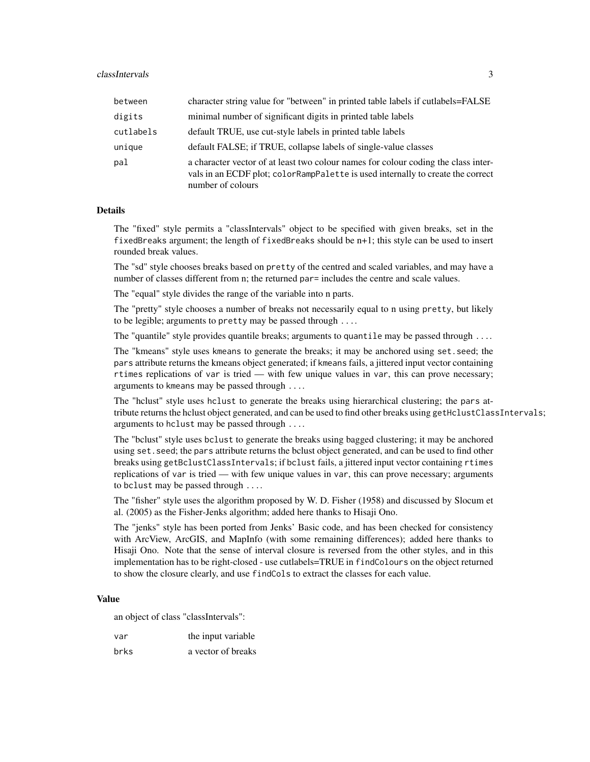| | |
|---|---|
| between | character string value for "between" in printed table labels if cutlabels=FALSE |
| digits | minimal number of significant digits in printed table labels |
| cutlabels | default TRUE, use cut-style labels in printed table labels |
| unique | default FALSE; if TRUE, collapse labels of single-value classes |
| pal | a character vector of at least two colour names for colour coding the class intervals in an ECDF plot; `colorRampPalette` is used internally to create the correct number of colours |

## Details

The "fixed" style permits a "classIntervals" object to be specified with given breaks, set in the `fixedBreaks` argument; the length of `fixedBreaks` should be n+1; this style can be used to insert rounded break values.

The "sd" style chooses breaks based on `pretty` of the centred and scaled variables, and may have a number of classes different from n; the returned `par=` includes the centre and scale values.

The "equal" style divides the range of the variable into n parts.

The "pretty" style chooses a number of breaks not necessarily equal to n using `pretty`, but likely to be legible; arguments to `pretty` may be passed through `...`.

The "quantile" style provides quantile breaks; arguments to `quantile` may be passed through `...`.

The "kmeans" style uses `kmeans` to generate the breaks; it may be anchored using `set.seed`; the `pars` attribute returns the kmeans object generated; if `kmeans` fails, a jittered input vector containing `rtimes` replications of `var` is tried — with few unique values in `var`, this can prove necessary; arguments to `kmeans` may be passed through `...`.

The "hclust" style uses `hclust` to generate the breaks using hierarchical clustering; the `pars` attribute returns the hclust object generated, and can be used to find other breaks using `getHclustClassIntervals`; arguments to `hclust` may be passed through `...`.

The "bclust" style uses `bclust` to generate the breaks using bagged clustering; it may be anchored using `set.seed`; the `pars` attribute returns the bclust object generated, and can be used to find other breaks using `getBclustClassIntervals`; if `bclust` fails, a jittered input vector containing `rtimes` replications of `var` is tried — with few unique values in `var`, this can prove necessary; arguments to `bclust` may be passed through `...`.

The "fisher" style uses the algorithm proposed by W. D. Fisher (1958) and discussed by Slocum et al. (2005) as the Fisher-Jenks algorithm; added here thanks to Hisaji Ono.

The "jenks" style has been ported from Jenks' Basic code, and has been checked for consistency with ArcView, ArcGIS, and MapInfo (with some remaining differences); added here thanks to Hisaji Ono. Note that the sense of interval closure is reversed from the other styles, and in this implementation has to be right-closed - use cutlabels=TRUE in `findColours` on the object returned to show the closure clearly, and use `findCols` to extract the classes for each value.

## Value

an object of class "classIntervals":

| | |
|---|---|
| var | the input variable |
| brks | a vector of breaks |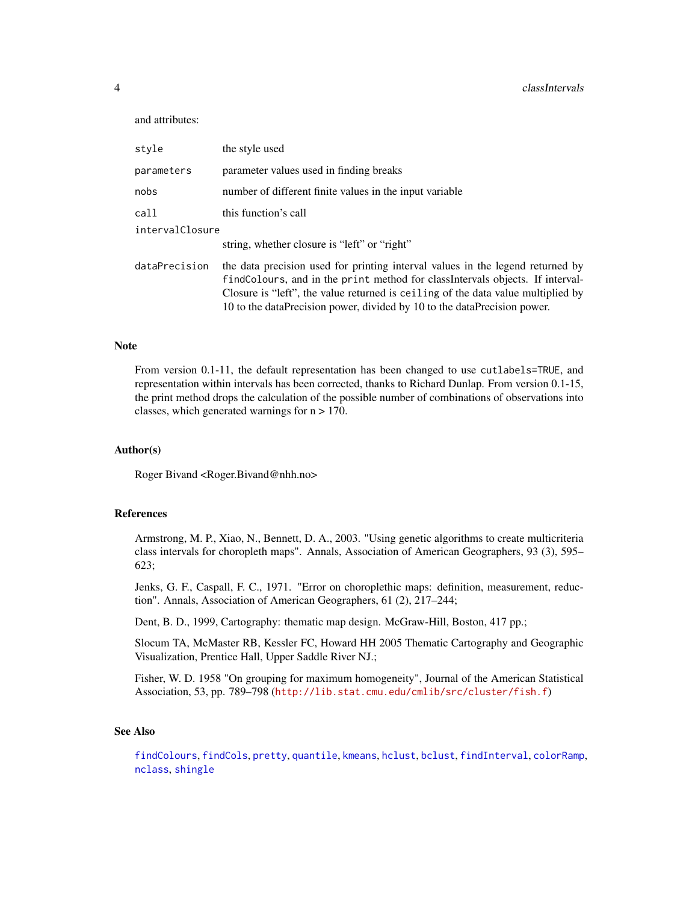and attributes:

| | |
|---|---|
| `style` | the style used |
| `parameters` | parameter values used in finding breaks |
| `nobs` | number of different finite values in the input variable |
| `call` | this function's call |
| `intervalClosure` | string, whether closure is "left" or "right" |
| `dataPrecision` | the data precision used for printing interval values in the legend returned by `findColours`, and in the `print` method for classIntervals objects. If intervalClosure is "left", the value returned is `ceiling` of the data value multiplied by 10 to the dataPrecision power, divided by 10 to the dataPrecision power. |

## Note

From version 0.1-11, the default representation has been changed to use `cutlabels=TRUE`, and representation within intervals has been corrected, thanks to Richard Dunlap. From version 0.1-15, the print method drops the calculation of the possible number of combinations of observations into classes, which generated warnings for n > 170.

## Author(s)

Roger Bivand <Roger.Bivand@nhh.no>

## References

Armstrong, M. P., Xiao, N., Bennett, D. A., 2003. "Using genetic algorithms to create multicriteria class intervals for choropleth maps". Annals, Association of American Geographers, 93 (3), 595–623;

Jenks, G. F., Caspall, F. C., 1971. "Error on choroplethic maps: definition, measurement, reduction". Annals, Association of American Geographers, 61 (2), 217–244;

Dent, B. D., 1999, Cartography: thematic map design. McGraw-Hill, Boston, 417 pp.;

Slocum TA, McMaster RB, Kessler FC, Howard HH 2005 Thematic Cartography and Geographic Visualization, Prentice Hall, Upper Saddle River NJ.;

Fisher, W. D. 1958 "On grouping for maximum homogeneity", Journal of the American Statistical Association, 53, pp. 789–798 (`http://lib.stat.cmu.edu/cmlib/src/cluster/fish.f`)

## See Also

`findColours`, `findCols`, `pretty`, `quantile`, `kmeans`, `hclust`, `bclust`, `findInterval`, `colorRamp`, `nclass`, `shingle`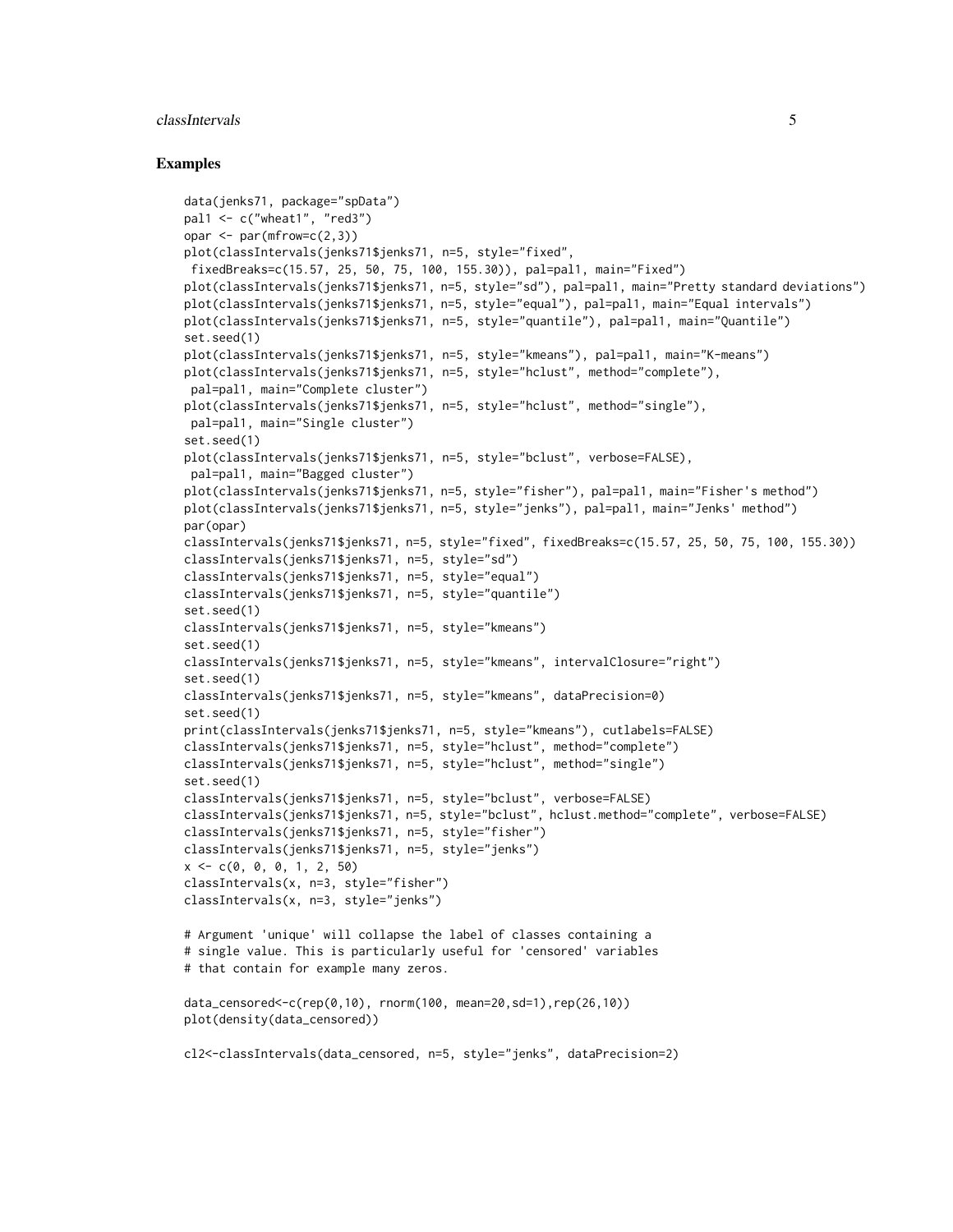## Examples

```
data(jenks71, package="spData")
pal1 <- c("wheat1", "red3")
opar <- par(mfrow=c(2,3))
plot(classIntervals(jenks71$jenks71, n=5, style="fixed",
 fixedBreaks=c(15.57, 25, 50, 75, 100, 155.30)), pal=pal1, main="Fixed")
plot(classIntervals(jenks71$jenks71, n=5, style="sd"), pal=pal1, main="Pretty standard deviations")
plot(classIntervals(jenks71$jenks71, n=5, style="equal"), pal=pal1, main="Equal intervals")
plot(classIntervals(jenks71$jenks71, n=5, style="quantile"), pal=pal1, main="Quantile")
set.seed(1)
plot(classIntervals(jenks71$jenks71, n=5, style="kmeans"), pal=pal1, main="K-means")
plot(classIntervals(jenks71$jenks71, n=5, style="hclust", method="complete"),
 pal=pal1, main="Complete cluster")
plot(classIntervals(jenks71$jenks71, n=5, style="hclust", method="single"),
 pal=pal1, main="Single cluster")
set.seed(1)
plot(classIntervals(jenks71$jenks71, n=5, style="bclust", verbose=FALSE),
 pal=pal1, main="Bagged cluster")
plot(classIntervals(jenks71$jenks71, n=5, style="fisher"), pal=pal1, main="Fisher's method")
plot(classIntervals(jenks71$jenks71, n=5, style="jenks"), pal=pal1, main="Jenks' method")
par(opar)
classIntervals(jenks71$jenks71, n=5, style="fixed", fixedBreaks=c(15.57, 25, 50, 75, 100, 155.30))
classIntervals(jenks71$jenks71, n=5, style="sd")
classIntervals(jenks71$jenks71, n=5, style="equal")
classIntervals(jenks71$jenks71, n=5, style="quantile")
set.seed(1)
classIntervals(jenks71$jenks71, n=5, style="kmeans")
set.seed(1)
classIntervals(jenks71$jenks71, n=5, style="kmeans", intervalClosure="right")
set.seed(1)
classIntervals(jenks71$jenks71, n=5, style="kmeans", dataPrecision=0)
set.seed(1)
print(classIntervals(jenks71$jenks71, n=5, style="kmeans"), cutlabels=FALSE)
classIntervals(jenks71$jenks71, n=5, style="hclust", method="complete")
classIntervals(jenks71$jenks71, n=5, style="hclust", method="single")
set.seed(1)
classIntervals(jenks71$jenks71, n=5, style="bclust", verbose=FALSE)
classIntervals(jenks71$jenks71, n=5, style="bclust", hclust.method="complete", verbose=FALSE)
classIntervals(jenks71$jenks71, n=5, style="fisher")
classIntervals(jenks71$jenks71, n=5, style="jenks")
x <- c(0, 0, 0, 1, 2, 50)
classIntervals(x, n=3, style="fisher")
classIntervals(x, n=3, style="jenks")

# Argument 'unique' will collapse the label of classes containing a
# single value. This is particularly useful for 'censored' variables
# that contain for example many zeros.

data_censored<-c(rep(0,10), rnorm(100, mean=20,sd=1),rep(26,10))
plot(density(data_censored))

cl2<-classIntervals(data_censored, n=5, style="jenks", dataPrecision=2)
```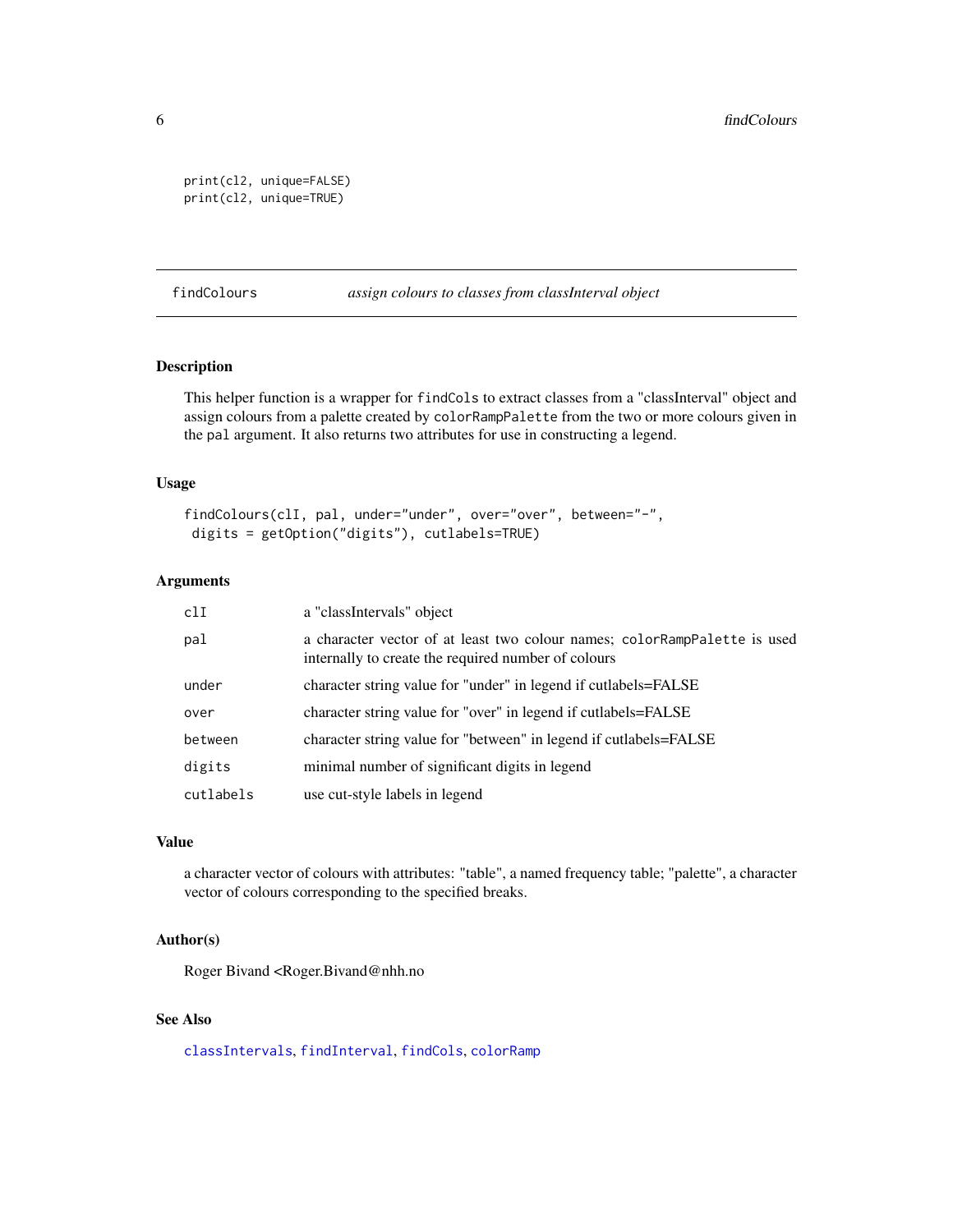```
print(cl2, unique=FALSE)
print(cl2, unique=TRUE)
```

---

## findColours — *assign colours to classes from classInterval object*

---

### Description

This helper function is a wrapper for `findCols` to extract classes from a "classInterval" object and assign colours from a palette created by `colorRampPalette` from the two or more colours given in the `pal` argument. It also returns two attributes for use in constructing a legend.

### Usage

```
findColours(clI, pal, under="under", over="over", between="-",
 digits = getOption("digits"), cutlabels=TRUE)
```

### Arguments

| | |
|---|---|
| `clI` | a "classIntervals" object |
| `pal` | a character vector of at least two colour names; `colorRampPalette` is used internally to create the required number of colours |
| `under` | character string value for "under" in legend if cutlabels=FALSE |
| `over` | character string value for "over" in legend if cutlabels=FALSE |
| `between` | character string value for "between" in legend if cutlabels=FALSE |
| `digits` | minimal number of significant digits in legend |
| `cutlabels` | use cut-style labels in legend |

### Value

a character vector of colours with attributes: "table", a named frequency table; "palette", a character vector of colours corresponding to the specified breaks.

### Author(s)

Roger Bivand <Roger.Bivand@nhh.no

### See Also

`classIntervals`, `findInterval`, `findCols`, `colorRamp`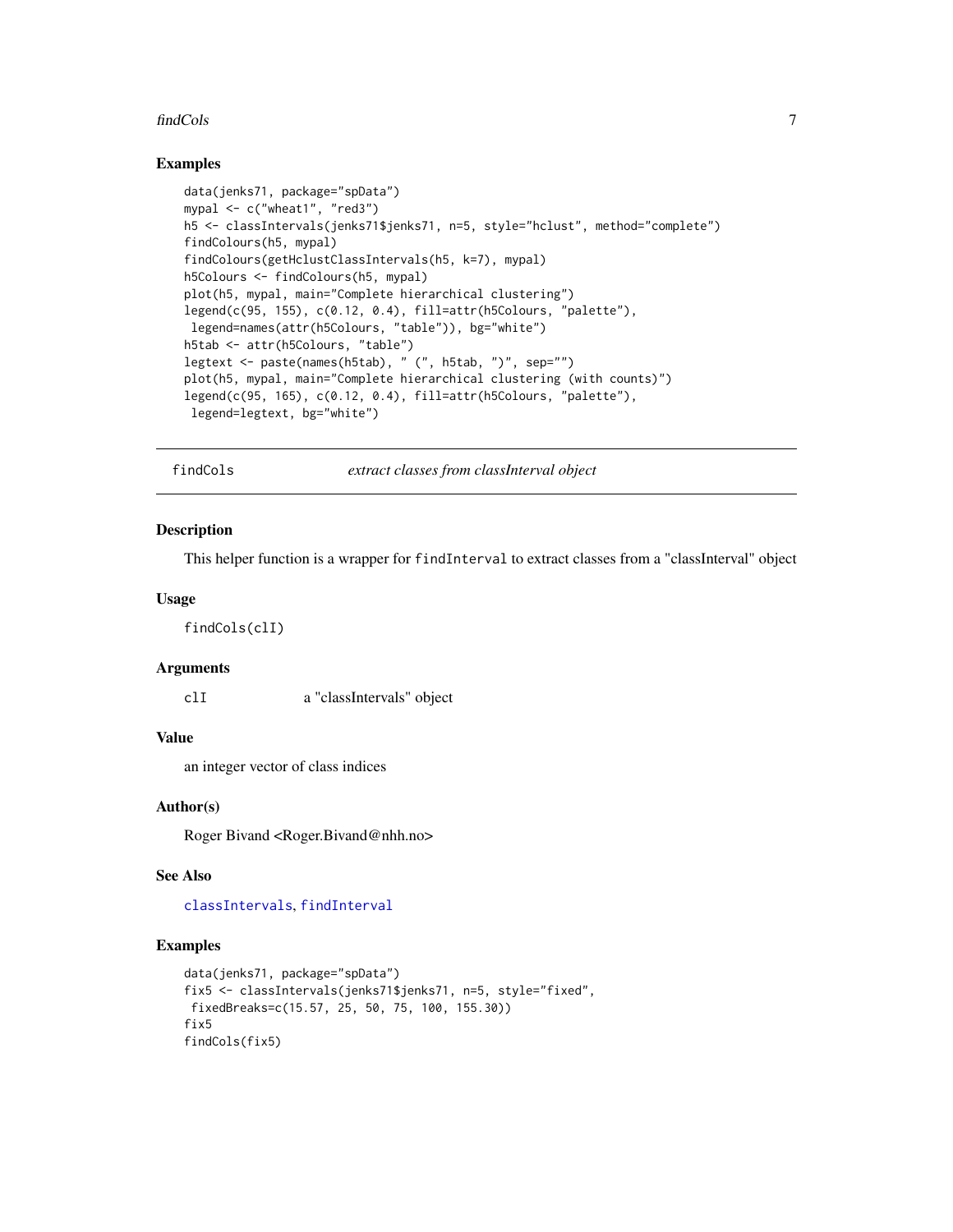## Examples

```
data(jenks71, package="spData")
mypal <- c("wheat1", "red3")
h5 <- classIntervals(jenks71$jenks71, n=5, style="hclust", method="complete")
findColours(h5, mypal)
findColours(getHclustClassIntervals(h5, k=7), mypal)
h5Colours <- findColours(h5, mypal)
plot(h5, mypal, main="Complete hierarchical clustering")
legend(c(95, 155), c(0.12, 0.4), fill=attr(h5Colours, "palette"),
 legend=names(attr(h5Colours, "table")), bg="white")
h5tab <- attr(h5Colours, "table")
legtext <- paste(names(h5tab), " (", h5tab, ")", sep="")
plot(h5, mypal, main="Complete hierarchical clustering (with counts)")
legend(c(95, 165), c(0.12, 0.4), fill=attr(h5Colours, "palette"),
 legend=legtext, bg="white")
```

---

# findCols — *extract classes from classInterval object*

## Description

This helper function is a wrapper for `findInterval` to extract classes from a "classInterval" object

## Usage

```
findCols(clI)
```

## Arguments

| | |
|---|---|
| `clI` | a "classIntervals" object |

## Value

an integer vector of class indices

## Author(s)

Roger Bivand <Roger.Bivand@nhh.no>

## See Also

`classIntervals`, `findInterval`

## Examples

```
data(jenks71, package="spData")
fix5 <- classIntervals(jenks71$jenks71, n=5, style="fixed",
 fixedBreaks=c(15.57, 25, 50, 75, 100, 155.30))
fix5
findCols(fix5)
```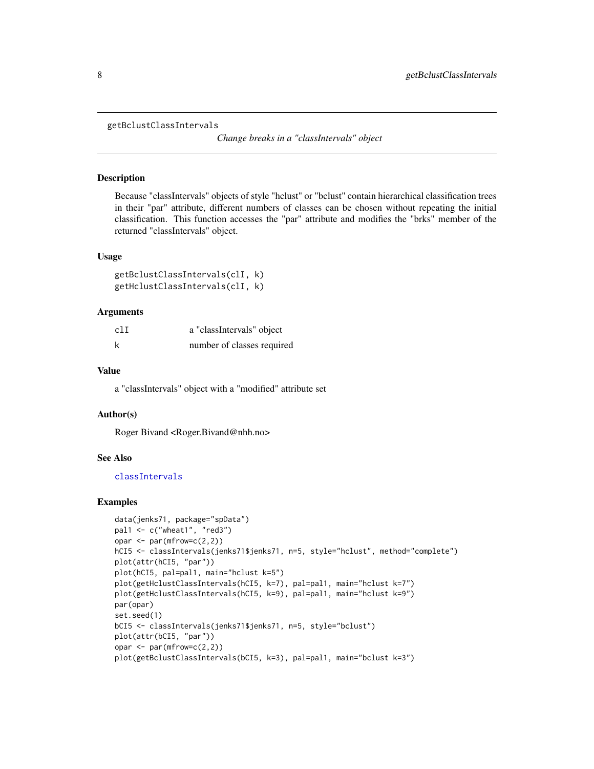getBclustClassIntervals

*Change breaks in a "classIntervals" object*

## Description

Because "classIntervals" objects of style "hclust" or "bclust" contain hierarchical classification trees in their "par" attribute, different numbers of classes can be chosen without repeating the initial classification. This function accesses the "par" attribute and modifies the "brks" member of the returned "classIntervals" object.

## Usage

```
getBclustClassIntervals(clI, k)
getHclustClassIntervals(clI, k)
```

## Arguments

| | |
|---|---|
| clI | a "classIntervals" object |
| k | number of classes required |

## Value

a "classIntervals" object with a "modified" attribute set

## Author(s)

Roger Bivand <Roger.Bivand@nhh.no>

## See Also

classIntervals

## Examples

```
data(jenks71, package="spData")
pal1 <- c("wheat1", "red3")
opar <- par(mfrow=c(2,2))
hCI5 <- classIntervals(jenks71$jenks71, n=5, style="hclust", method="complete")
plot(attr(hCI5, "par"))
plot(hCI5, pal=pal1, main="hclust k=5")
plot(getHclustClassIntervals(hCI5, k=7), pal=pal1, main="hclust k=7")
plot(getHclustClassIntervals(hCI5, k=9), pal=pal1, main="hclust k=9")
par(opar)
set.seed(1)
bCI5 <- classIntervals(jenks71$jenks71, n=5, style="bclust")
plot(attr(bCI5, "par"))
opar <- par(mfrow=c(2,2))
plot(getBclustClassIntervals(bCI5, k=3), pal=pal1, main="bclust k=3")
```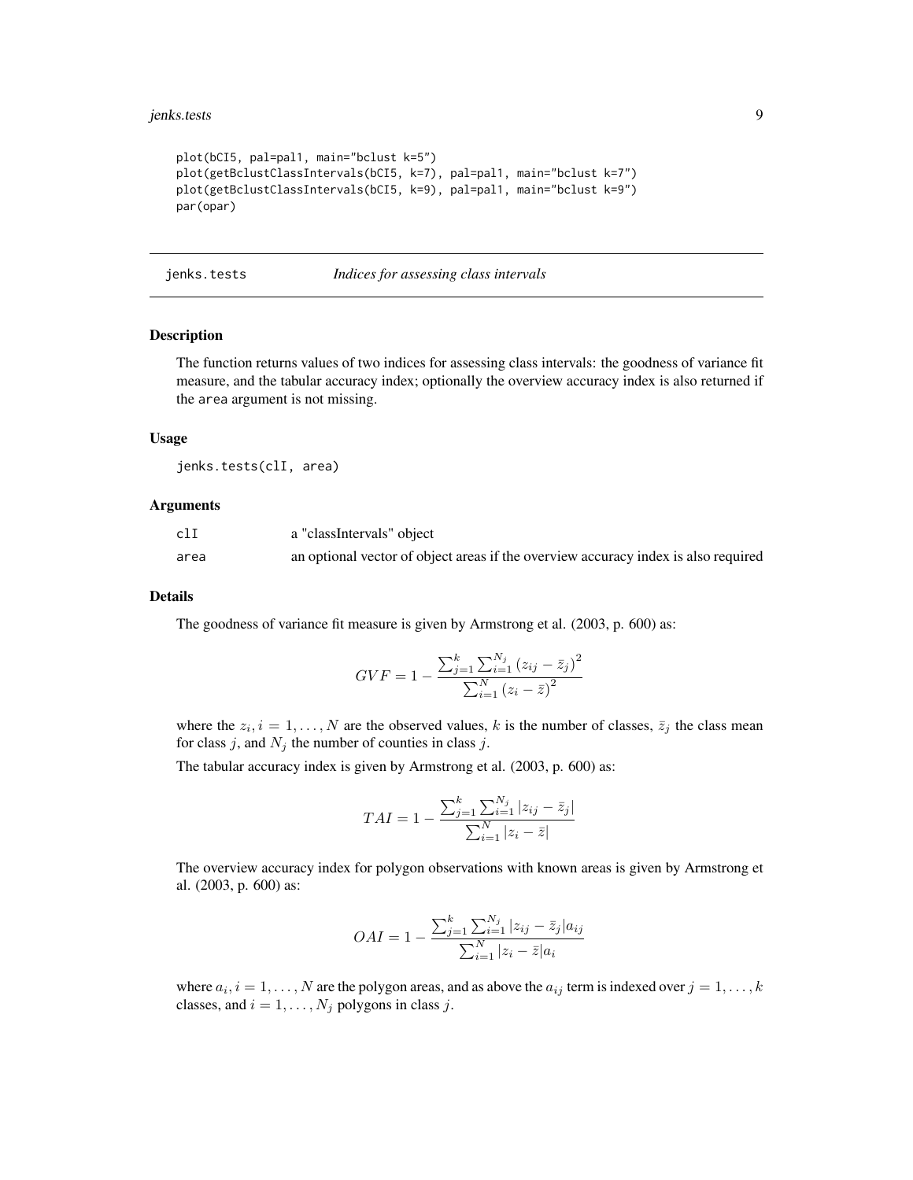```
plot(bCI5, pal=pal1, main="bclust k=5")
plot(getBclustClassIntervals(bCI5, k=7), pal=pal1, main="bclust k=7")
plot(getBclustClassIntervals(bCI5, k=9), pal=pal1, main="bclust k=9")
par(opar)
```

---

## jenks.tests *Indices for assessing class intervals*

### Description

The function returns values of two indices for assessing class intervals: the goodness of variance fit measure, and the tabular accuracy index; optionally the overview accuracy index is also returned if the `area` argument is not missing.

### Usage

```
jenks.tests(clI, area)
```

### Arguments

| | |
|---|---|
| `clI` | a "classIntervals" object |
| `area` | an optional vector of object areas if the overview accuracy index is also required |

### Details

The goodness of variance fit measure is given by Armstrong et al. (2003, p. 600) as:

$$GVF = 1 - \frac{\sum_{j=1}^{k} \sum_{i=1}^{N_j} (z_{ij} - \bar{z}_j)^2}{\sum_{i=1}^{N} (z_i - \bar{z})^2}$$

where the $z_i, i = 1, \ldots, N$ are the observed values, $k$ is the number of classes, $\bar{z}_j$ the class mean for class $j$, and $N_j$ the number of counties in class $j$.

The tabular accuracy index is given by Armstrong et al. (2003, p. 600) as:

$$TAI = 1 - \frac{\sum_{j=1}^{k} \sum_{i=1}^{N_j} |z_{ij} - \bar{z}_j|}{\sum_{i=1}^{N} |z_i - \bar{z}|}$$

The overview accuracy index for polygon observations with known areas is given by Armstrong et al. (2003, p. 600) as:

$$OAI = 1 - \frac{\sum_{j=1}^{k} \sum_{i=1}^{N_j} |z_{ij} - \bar{z}_j| a_{ij}}{\sum_{i=1}^{N} |z_i - \bar{z}| a_i}$$

where $a_i, i = 1, \ldots, N$ are the polygon areas, and as above the $a_{ij}$ term is indexed over $j = 1, \ldots, k$ classes, and $i = 1, \ldots, N_j$ polygons in class $j$.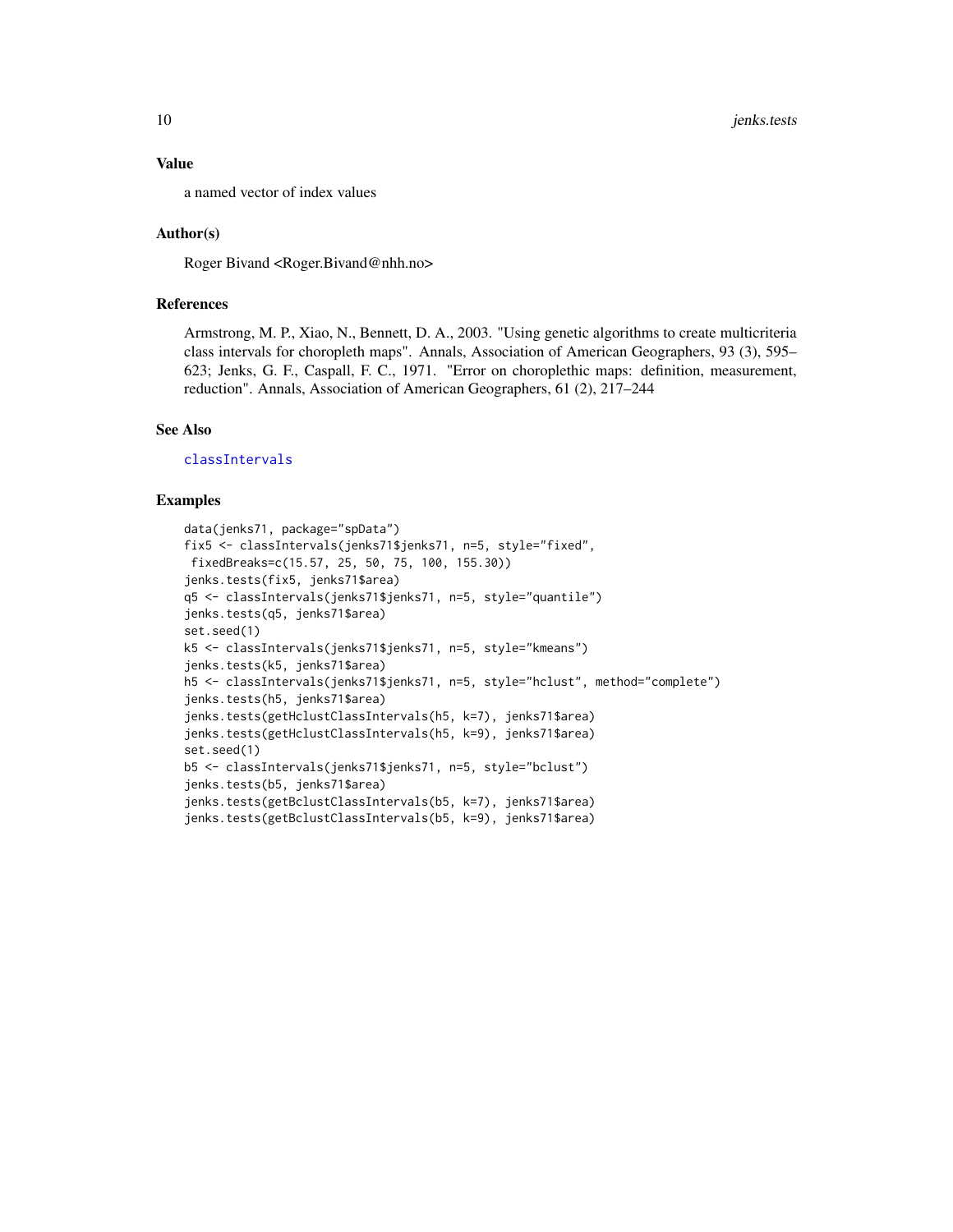## Value

a named vector of index values

## Author(s)

Roger Bivand <Roger.Bivand@nhh.no>

## References

Armstrong, M. P., Xiao, N., Bennett, D. A., 2003. "Using genetic algorithms to create multicriteria class intervals for choropleth maps". Annals, Association of American Geographers, 93 (3), 595–623; Jenks, G. F., Caspall, F. C., 1971. "Error on choroplethic maps: definition, measurement, reduction". Annals, Association of American Geographers, 61 (2), 217–244

## See Also

classIntervals

## Examples

```
data(jenks71, package="spData")
fix5 <- classIntervals(jenks71$jenks71, n=5, style="fixed",
 fixedBreaks=c(15.57, 25, 50, 75, 100, 155.30))
jenks.tests(fix5, jenks71$area)
q5 <- classIntervals(jenks71$jenks71, n=5, style="quantile")
jenks.tests(q5, jenks71$area)
set.seed(1)
k5 <- classIntervals(jenks71$jenks71, n=5, style="kmeans")
jenks.tests(k5, jenks71$area)
h5 <- classIntervals(jenks71$jenks71, n=5, style="hclust", method="complete")
jenks.tests(h5, jenks71$area)
jenks.tests(getHclustClassIntervals(h5, k=7), jenks71$area)
jenks.tests(getHclustClassIntervals(h5, k=9), jenks71$area)
set.seed(1)
b5 <- classIntervals(jenks71$jenks71, n=5, style="bclust")
jenks.tests(b5, jenks71$area)
jenks.tests(getBclustClassIntervals(b5, k=7), jenks71$area)
jenks.tests(getBclustClassIntervals(b5, k=9), jenks71$area)
```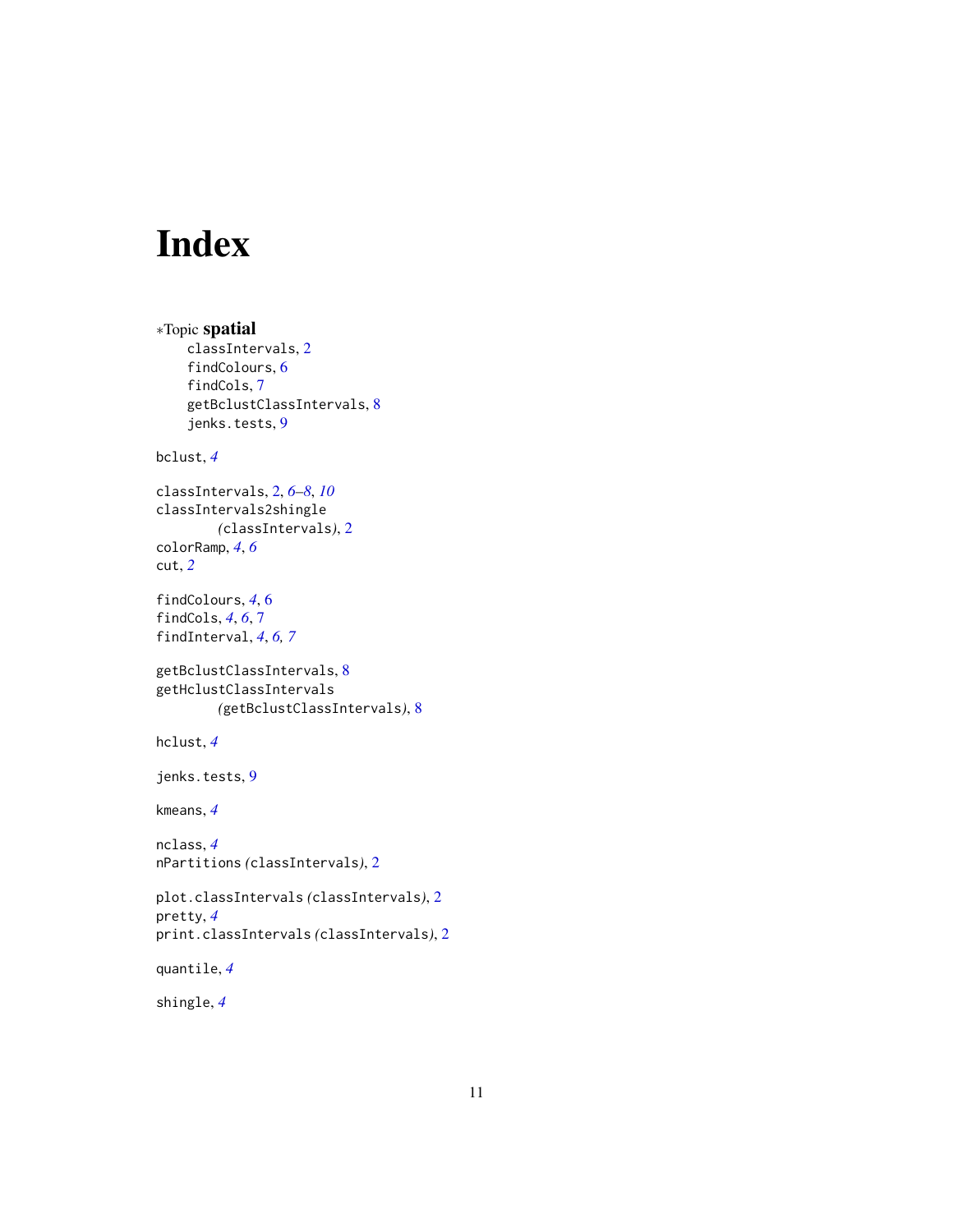# Index

∗Topic **spatial**

classIntervals, 2
findColours, 6
findCols, 7
getBclustClassIntervals, 8
jenks.tests, 9

bclust, *4*

classIntervals, 2, *6–8*, *10*
classIntervals2shingle
    *(*classIntervals*)*, 2
colorRamp, *4*, *6*
cut, *2*

findColours, *4*, 6
findCols, *4*, *6*, 7
findInterval, *4*, *6, 7*

getBclustClassIntervals, 8
getHclustClassIntervals
    *(*getBclustClassIntervals*)*, 8

hclust, *4*

jenks.tests, 9

kmeans, *4*

nclass, *4*
nPartitions *(*classIntervals*)*, 2

plot.classIntervals *(*classIntervals*)*, 2
pretty, *4*
print.classIntervals *(*classIntervals*)*, 2

quantile, *4*

shingle, *4*